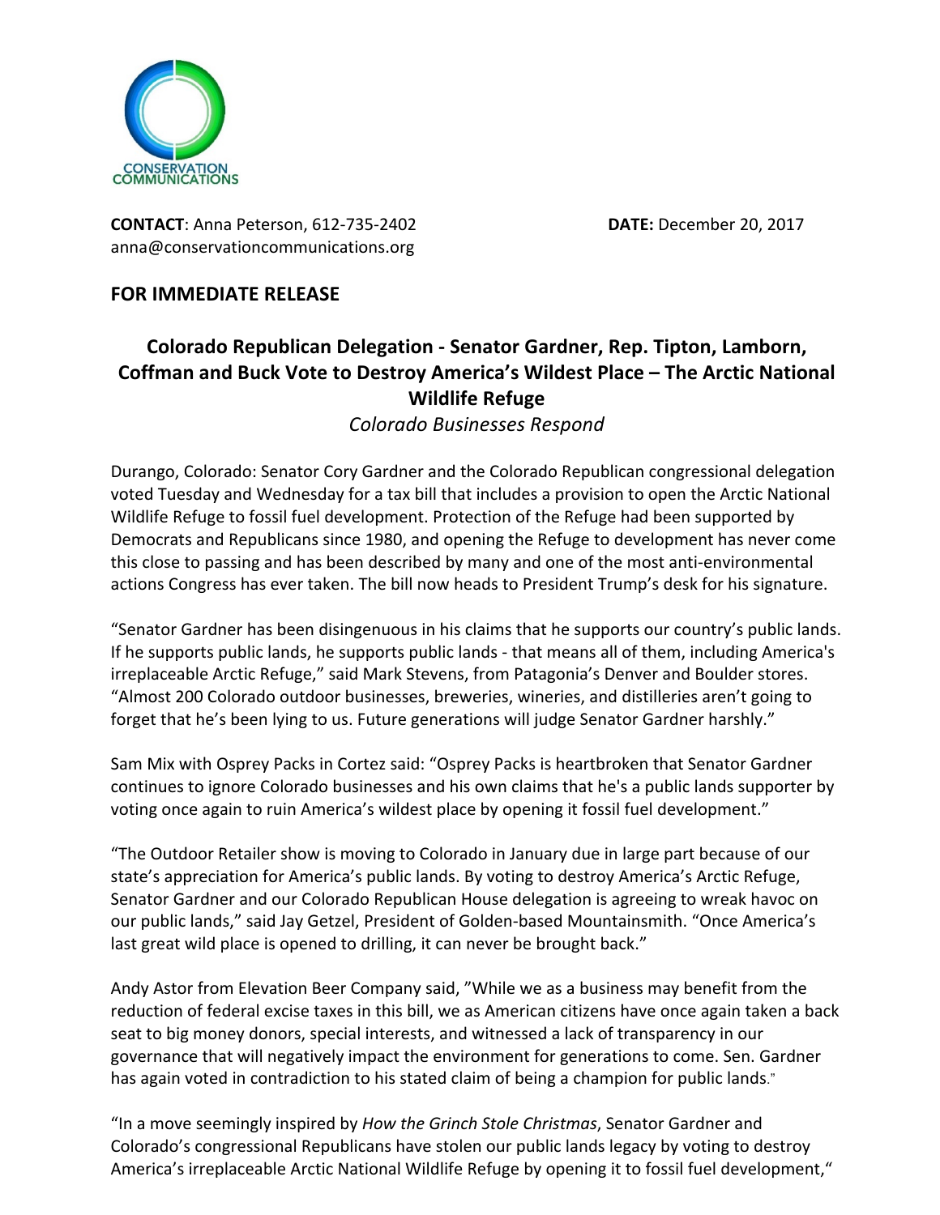CONSERVATION COMMUNICATIONS

**CONTACT**: Anna Peterson, 612-735-2402
anna@conservationcommunications.org

**DATE:** December 20, 2017

**FOR IMMEDIATE RELEASE**

## Colorado Republican Delegation - Senator Gardner, Rep. Tipton, Lamborn, Coffman and Buck Vote to Destroy America's Wildest Place – The Arctic National Wildlife Refuge

*Colorado Businesses Respond*

Durango, Colorado: Senator Cory Gardner and the Colorado Republican congressional delegation voted Tuesday and Wednesday for a tax bill that includes a provision to open the Arctic National Wildlife Refuge to fossil fuel development. Protection of the Refuge had been supported by Democrats and Republicans since 1980, and opening the Refuge to development has never come this close to passing and has been described by many and one of the most anti-environmental actions Congress has ever taken. The bill now heads to President Trump's desk for his signature.

"Senator Gardner has been disingenuous in his claims that he supports our country's public lands. If he supports public lands, he supports public lands - that means all of them, including America's irreplaceable Arctic Refuge," said Mark Stevens, from Patagonia's Denver and Boulder stores. "Almost 200 Colorado outdoor businesses, breweries, wineries, and distilleries aren't going to forget that he's been lying to us. Future generations will judge Senator Gardner harshly."

Sam Mix with Osprey Packs in Cortez said: "Osprey Packs is heartbroken that Senator Gardner continues to ignore Colorado businesses and his own claims that he's a public lands supporter by voting once again to ruin America's wildest place by opening it fossil fuel development."

"The Outdoor Retailer show is moving to Colorado in January due in large part because of our state's appreciation for America's public lands. By voting to destroy America's Arctic Refuge, Senator Gardner and our Colorado Republican House delegation is agreeing to wreak havoc on our public lands," said Jay Getzel, President of Golden-based Mountainsmith. "Once America's last great wild place is opened to drilling, it can never be brought back."

Andy Astor from Elevation Beer Company said, "While we as a business may benefit from the reduction of federal excise taxes in this bill, we as American citizens have once again taken a back seat to big money donors, special interests, and witnessed a lack of transparency in our governance that will negatively impact the environment for generations to come. Sen. Gardner has again voted in contradiction to his stated claim of being a champion for public lands."

"In a move seemingly inspired by *How the Grinch Stole Christmas*, Senator Gardner and Colorado's congressional Republicans have stolen our public lands legacy by voting to destroy America's irreplaceable Arctic National Wildlife Refuge by opening it to fossil fuel development,"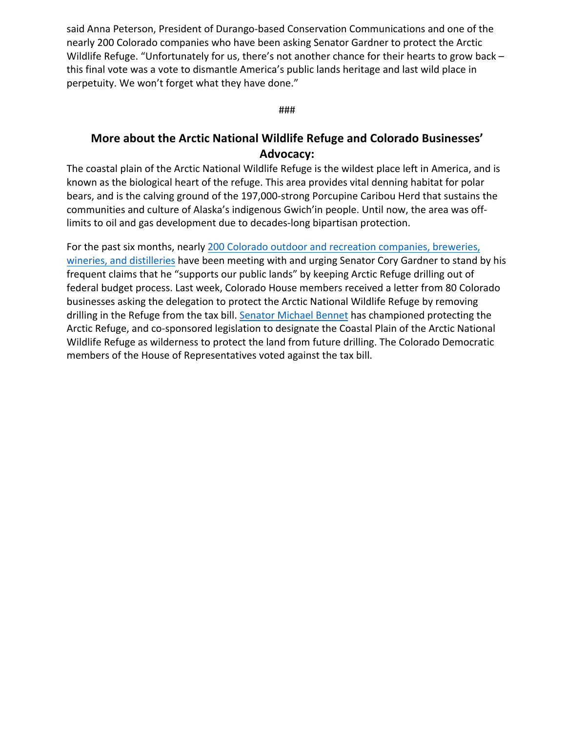said Anna Peterson, President of Durango-based Conservation Communications and one of the nearly 200 Colorado companies who have been asking Senator Gardner to protect the Arctic Wildlife Refuge. "Unfortunately for us, there's not another chance for their hearts to grow back – this final vote was a vote to dismantle America's public lands heritage and last wild place in perpetuity. We won't forget what they have done."

###

## More about the Arctic National Wildlife Refuge and Colorado Businesses' Advocacy:

The coastal plain of the Arctic National Wildlife Refuge is the wildest place left in America, and is known as the biological heart of the refuge. This area provides vital denning habitat for polar bears, and is the calving ground of the 197,000-strong Porcupine Caribou Herd that sustains the communities and culture of Alaska's indigenous Gwich'in people. Until now, the area was off-limits to oil and gas development due to decades-long bipartisan protection.

For the past six months, nearly 200 Colorado outdoor and recreation companies, breweries, wineries, and distilleries have been meeting with and urging Senator Cory Gardner to stand by his frequent claims that he "supports our public lands" by keeping Arctic Refuge drilling out of federal budget process. Last week, Colorado House members received a letter from 80 Colorado businesses asking the delegation to protect the Arctic National Wildlife Refuge by removing drilling in the Refuge from the tax bill. Senator Michael Bennet has championed protecting the Arctic Refuge, and co-sponsored legislation to designate the Coastal Plain of the Arctic National Wildlife Refuge as wilderness to protect the land from future drilling. The Colorado Democratic members of the House of Representatives voted against the tax bill.